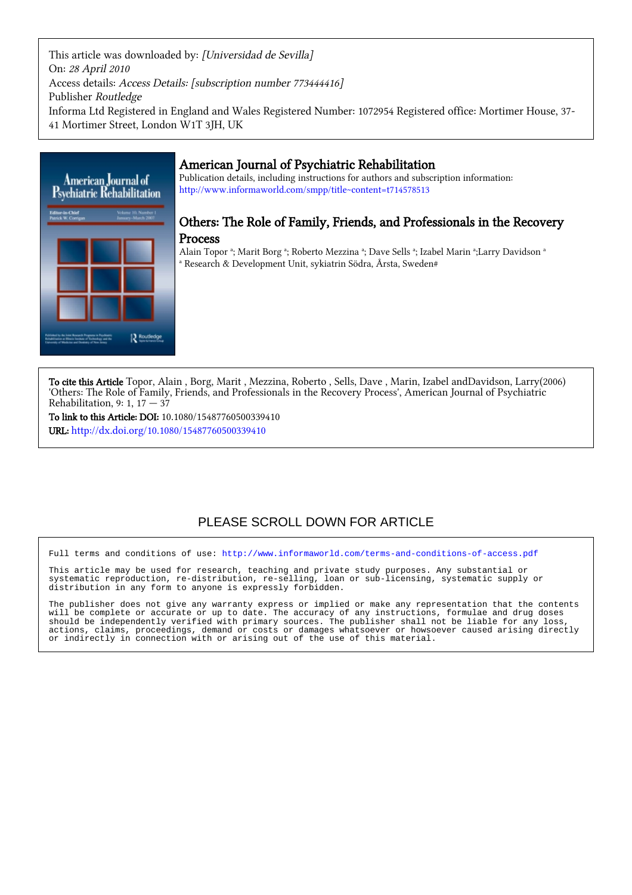This article was downloaded by: *[Universidad de Sevilla]*
On: *28 April 2010*
Access details: *Access Details: [subscription number 773444416]*
Publisher *Routledge*
Informa Ltd Registered in England and Wales Registered Number: 1072954 Registered office: Mortimer House, 37-41 Mortimer Street, London W1T 3JH, UK

# American Journal of Psychiatric Rehabilitation

Publication details, including instructions for authors and subscription information:
http://www.informaworld.com/smpp/title~content=t714578513

## Others: The Role of Family, Friends, and Professionals in the Recovery Process

Alain Topor [a]; Marit Borg [a]; Roberto Mezzina [a]; Dave Sells [a]; Izabel Marin [a];Larry Davidson [a]

[a] Research & Development Unit, sykiatrin Södra, Årsta, Sweden#

**To cite this Article** Topor, Alain , Borg, Marit , Mezzina, Roberto , Sells, Dave , Marin, Izabel andDavidson, Larry(2006) 'Others: The Role of Family, Friends, and Professionals in the Recovery Process', American Journal of Psychiatric Rehabilitation, 9: 1, 17 — 37

**To link to this Article: DOI:** 10.1080/15487760500339410

**URL:** http://dx.doi.org/10.1080/15487760500339410

PLEASE SCROLL DOWN FOR ARTICLE

Full terms and conditions of use: http://www.informaworld.com/terms-and-conditions-of-access.pdf

This article may be used for research, teaching and private study purposes. Any substantial or systematic reproduction, re-distribution, re-selling, loan or sub-licensing, systematic supply or distribution in any form to anyone is expressly forbidden.

The publisher does not give any warranty express or implied or make any representation that the contents will be complete or accurate or up to date. The accuracy of any instructions, formulae and drug doses should be independently verified with primary sources. The publisher shall not be liable for any loss, actions, claims, proceedings, demand or costs or damages whatsoever or howsoever caused arising directly or indirectly in connection with or arising out of the use of this material.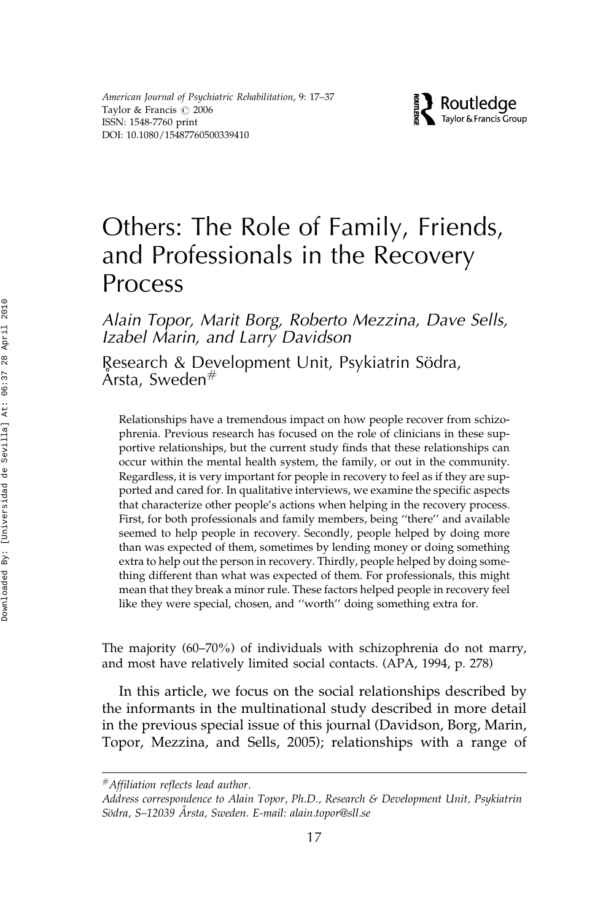# Others: The Role of Family, Friends, and Professionals in the Recovery Process

*Alain Topor, Marit Borg, Roberto Mezzina, Dave Sells, Izabel Marin, and Larry Davidson*

Research & Development Unit, Psykiatrin Södra, Årsta, Sweden[#]

> Relationships have a tremendous impact on how people recover from schizophrenia. Previous research has focused on the role of clinicians in these supportive relationships, but the current study finds that these relationships can occur within the mental health system, the family, or out in the community. Regardless, it is very important for people in recovery to feel as if they are supported and cared for. In qualitative interviews, we examine the specific aspects that characterize other people's actions when helping in the recovery process. First, for both professionals and family members, being ''there'' and available seemed to help people in recovery. Secondly, people helped by doing more than was expected of them, sometimes by lending money or doing something extra to help out the person in recovery. Thirdly, people helped by doing something different than what was expected of them. For professionals, this might mean that they break a minor rule. These factors helped people in recovery feel like they were special, chosen, and ''worth'' doing something extra for.

The majority (60–70%) of individuals with schizophrenia do not marry, and most have relatively limited social contacts. (APA, 1994, p. 278)

In this article, we focus on the social relationships described by the informants in the multinational study described in more detail in the previous special issue of this journal (Davidson, Borg, Marin, Topor, Mezzina, and Sells, 2005); relationships with a range of

---

[#] *Affiliation reflects lead author.*

*Address correspondence to Alain Topor, Ph.D., Research & Development Unit, Psykiatrin Södra, S–12039 Årsta, Sweden. E-mail: alain.topor@sll.se*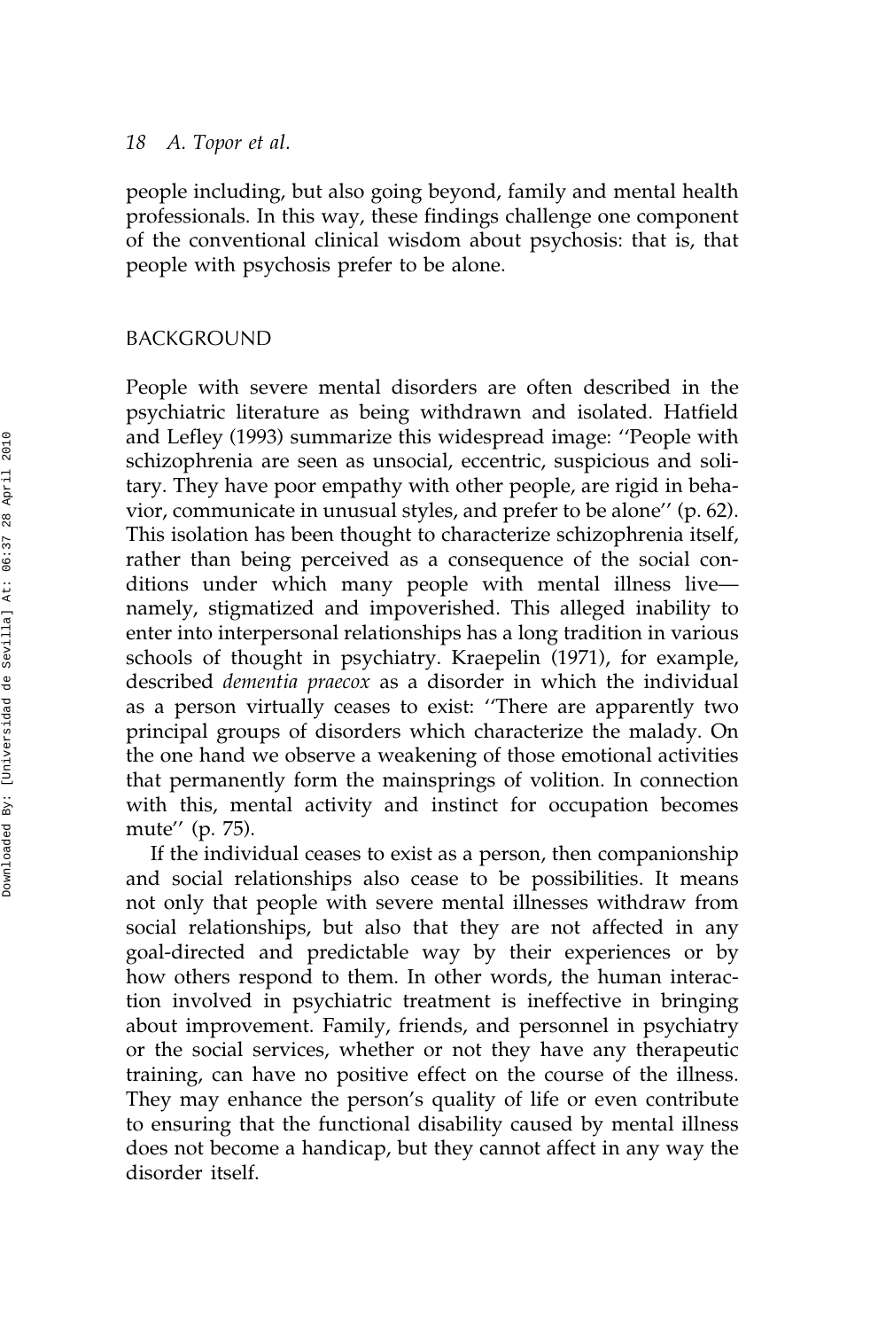people including, but also going beyond, family and mental health professionals. In this way, these findings challenge one component of the conventional clinical wisdom about psychosis: that is, that people with psychosis prefer to be alone.

## BACKGROUND

People with severe mental disorders are often described in the psychiatric literature as being withdrawn and isolated. Hatfield and Lefley (1993) summarize this widespread image: ''People with schizophrenia are seen as unsocial, eccentric, suspicious and solitary. They have poor empathy with other people, are rigid in behavior, communicate in unusual styles, and prefer to be alone'' (p. 62). This isolation has been thought to characterize schizophrenia itself, rather than being perceived as a consequence of the social conditions under which many people with mental illness live—namely, stigmatized and impoverished. This alleged inability to enter into interpersonal relationships has a long tradition in various schools of thought in psychiatry. Kraepelin (1971), for example, described *dementia praecox* as a disorder in which the individual as a person virtually ceases to exist: ''There are apparently two principal groups of disorders which characterize the malady. On the one hand we observe a weakening of those emotional activities that permanently form the mainsprings of volition. In connection with this, mental activity and instinct for occupation becomes mute'' (p. 75).

If the individual ceases to exist as a person, then companionship and social relationships also cease to be possibilities. It means not only that people with severe mental illnesses withdraw from social relationships, but also that they are not affected in any goal-directed and predictable way by their experiences or by how others respond to them. In other words, the human interaction involved in psychiatric treatment is ineffective in bringing about improvement. Family, friends, and personnel in psychiatry or the social services, whether or not they have any therapeutic training, can have no positive effect on the course of the illness. They may enhance the person's quality of life or even contribute to ensuring that the functional disability caused by mental illness does not become a handicap, but they cannot affect in any way the disorder itself.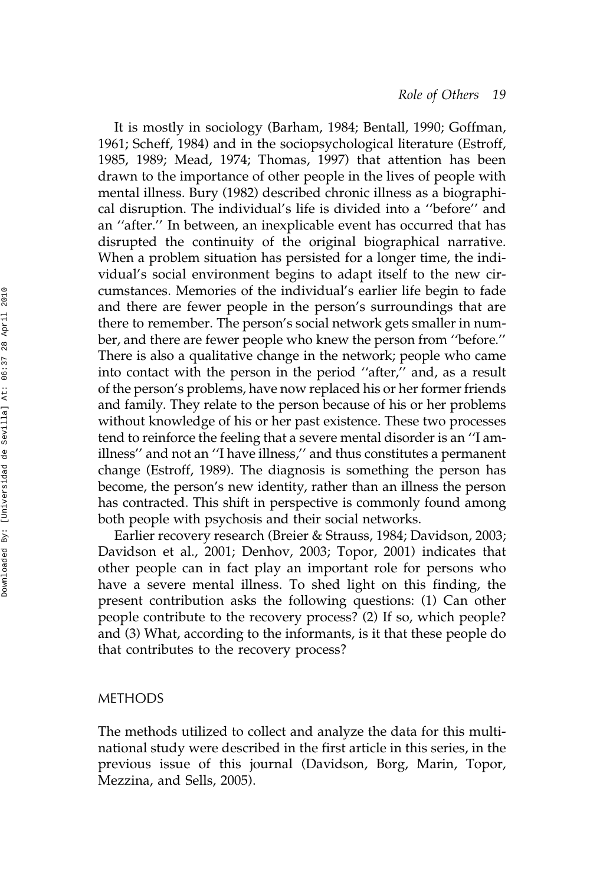It is mostly in sociology (Barham, 1984; Bentall, 1990; Goffman, 1961; Scheff, 1984) and in the sociopsychological literature (Estroff, 1985, 1989; Mead, 1974; Thomas, 1997) that attention has been drawn to the importance of other people in the lives of people with mental illness. Bury (1982) described chronic illness as a biographical disruption. The individual's life is divided into a ''before'' and an ''after.'' In between, an inexplicable event has occurred that has disrupted the continuity of the original biographical narrative. When a problem situation has persisted for a longer time, the individual's social environment begins to adapt itself to the new circumstances. Memories of the individual's earlier life begin to fade and there are fewer people in the person's surroundings that are there to remember. The person's social network gets smaller in number, and there are fewer people who knew the person from ''before.'' There is also a qualitative change in the network; people who came into contact with the person in the period ''after,'' and, as a result of the person's problems, have now replaced his or her former friends and family. They relate to the person because of his or her problems without knowledge of his or her past existence. These two processes tend to reinforce the feeling that a severe mental disorder is an ''I am-illness'' and not an ''I have illness,'' and thus constitutes a permanent change (Estroff, 1989). The diagnosis is something the person has become, the person's new identity, rather than an illness the person has contracted. This shift in perspective is commonly found among both people with psychosis and their social networks.

Earlier recovery research (Breier & Strauss, 1984; Davidson, 2003; Davidson et al., 2001; Denhov, 2003; Topor, 2001) indicates that other people can in fact play an important role for persons who have a severe mental illness. To shed light on this finding, the present contribution asks the following questions: (1) Can other people contribute to the recovery process? (2) If so, which people? and (3) What, according to the informants, is it that these people do that contributes to the recovery process?

## METHODS

The methods utilized to collect and analyze the data for this multinational study were described in the first article in this series, in the previous issue of this journal (Davidson, Borg, Marin, Topor, Mezzina, and Sells, 2005).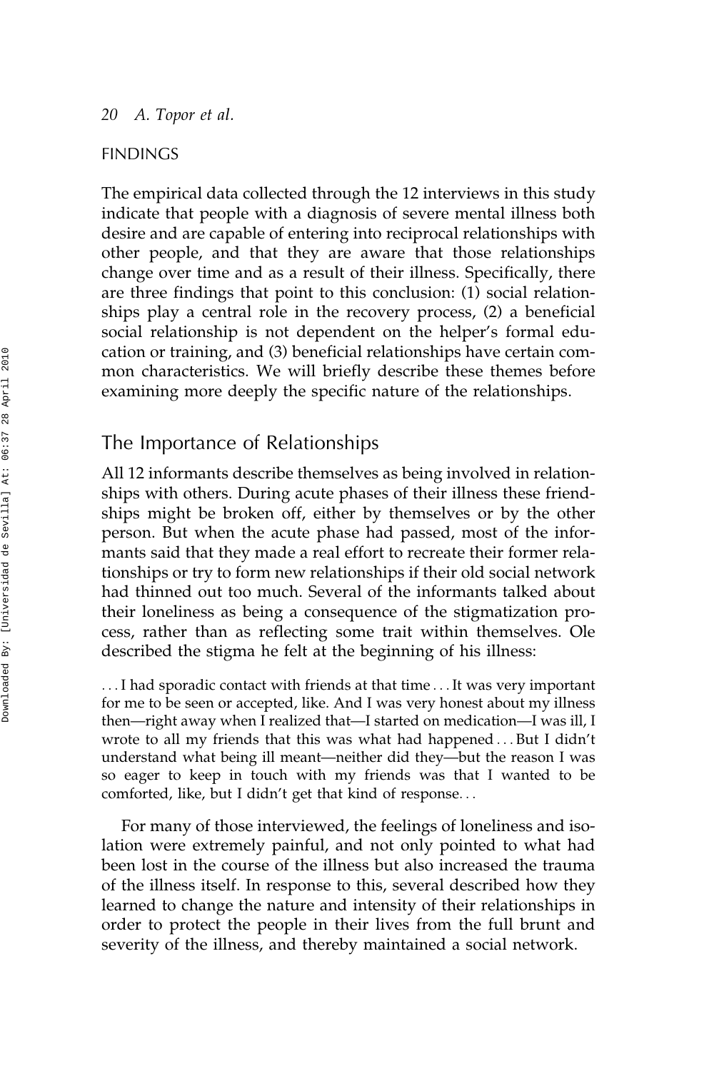## FINDINGS

The empirical data collected through the 12 interviews in this study indicate that people with a diagnosis of severe mental illness both desire and are capable of entering into reciprocal relationships with other people, and that they are aware that those relationships change over time and as a result of their illness. Specifically, there are three findings that point to this conclusion: (1) social relationships play a central role in the recovery process, (2) a beneficial social relationship is not dependent on the helper's formal education or training, and (3) beneficial relationships have certain common characteristics. We will briefly describe these themes before examining more deeply the specific nature of the relationships.

### The Importance of Relationships

All 12 informants describe themselves as being involved in relationships with others. During acute phases of their illness these friendships might be broken off, either by themselves or by the other person. But when the acute phase had passed, most of the informants said that they made a real effort to recreate their former relationships or try to form new relationships if their old social network had thinned out too much. Several of the informants talked about their loneliness as being a consequence of the stigmatization process, rather than as reflecting some trait within themselves. Ole described the stigma he felt at the beginning of his illness:

> . . . I had sporadic contact with friends at that time . . . It was very important for me to be seen or accepted, like. And I was very honest about my illness then—right away when I realized that—I started on medication—I was ill, I wrote to all my friends that this was what had happened . . . But I didn't understand what being ill meant—neither did they—but the reason I was so eager to keep in touch with my friends was that I wanted to be comforted, like, but I didn't get that kind of response. . .

For many of those interviewed, the feelings of loneliness and isolation were extremely painful, and not only pointed to what had been lost in the course of the illness but also increased the trauma of the illness itself. In response to this, several described how they learned to change the nature and intensity of their relationships in order to protect the people in their lives from the full brunt and severity of the illness, and thereby maintained a social network.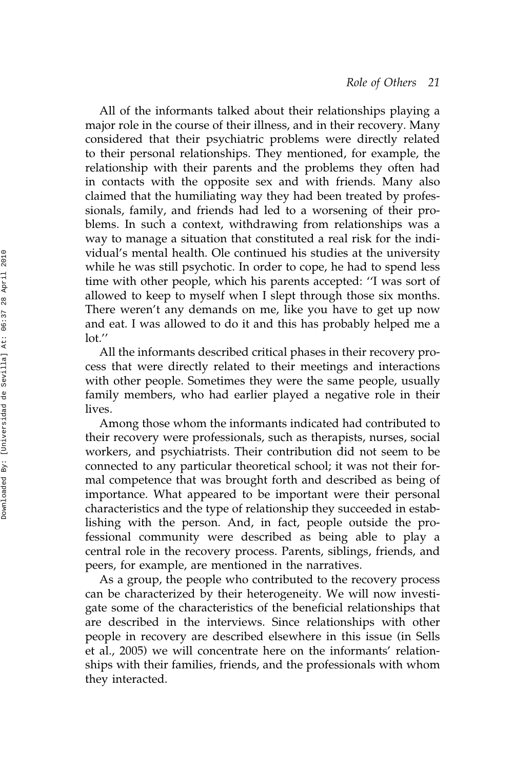All of the informants talked about their relationships playing a major role in the course of their illness, and in their recovery. Many considered that their psychiatric problems were directly related to their personal relationships. They mentioned, for example, the relationship with their parents and the problems they often had in contacts with the opposite sex and with friends. Many also claimed that the humiliating way they had been treated by professionals, family, and friends had led to a worsening of their problems. In such a context, withdrawing from relationships was a way to manage a situation that constituted a real risk for the individual's mental health. Ole continued his studies at the university while he was still psychotic. In order to cope, he had to spend less time with other people, which his parents accepted: ''I was sort of allowed to keep to myself when I slept through those six months. There weren't any demands on me, like you have to get up now and eat. I was allowed to do it and this has probably helped me a lot.''

All the informants described critical phases in their recovery process that were directly related to their meetings and interactions with other people. Sometimes they were the same people, usually family members, who had earlier played a negative role in their lives.

Among those whom the informants indicated had contributed to their recovery were professionals, such as therapists, nurses, social workers, and psychiatrists. Their contribution did not seem to be connected to any particular theoretical school; it was not their formal competence that was brought forth and described as being of importance. What appeared to be important were their personal characteristics and the type of relationship they succeeded in establishing with the person. And, in fact, people outside the professional community were described as being able to play a central role in the recovery process. Parents, siblings, friends, and peers, for example, are mentioned in the narratives.

As a group, the people who contributed to the recovery process can be characterized by their heterogeneity. We will now investigate some of the characteristics of the beneficial relationships that are described in the interviews. Since relationships with other people in recovery are described elsewhere in this issue (in Sells et al., 2005) we will concentrate here on the informants' relationships with their families, friends, and the professionals with whom they interacted.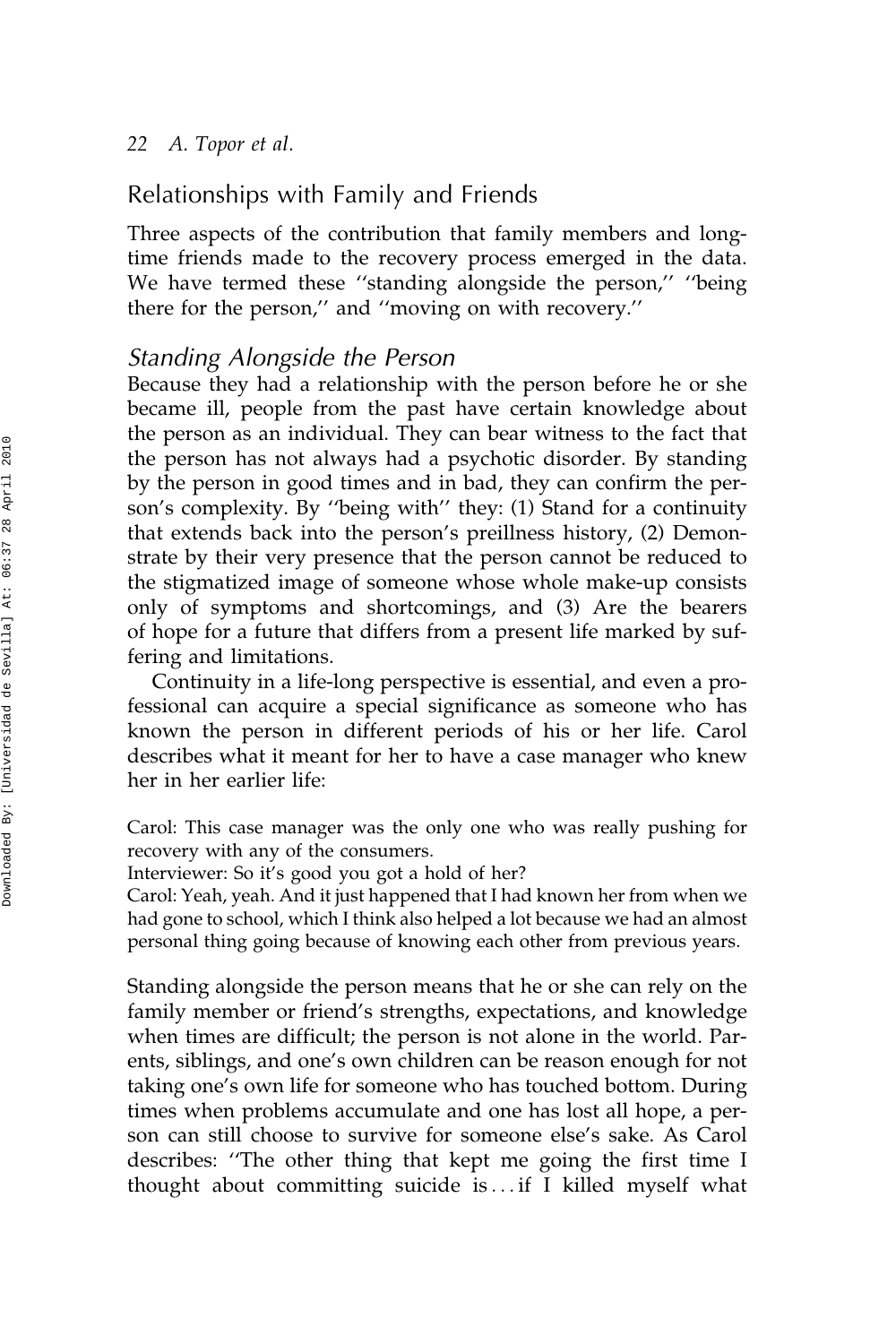## Relationships with Family and Friends

Three aspects of the contribution that family members and long-time friends made to the recovery process emerged in the data. We have termed these ''standing alongside the person,'' ''being there for the person,'' and ''moving on with recovery.''

### *Standing Alongside the Person*

Because they had a relationship with the person before he or she became ill, people from the past have certain knowledge about the person as an individual. They can bear witness to the fact that the person has not always had a psychotic disorder. By standing by the person in good times and in bad, they can confirm the person's complexity. By ''being with'' they: (1) Stand for a continuity that extends back into the person's preillness history, (2) Demonstrate by their very presence that the person cannot be reduced to the stigmatized image of someone whose whole make-up consists only of symptoms and shortcomings, and (3) Are the bearers of hope for a future that differs from a present life marked by suffering and limitations.

Continuity in a life-long perspective is essential, and even a professional can acquire a special significance as someone who has known the person in different periods of his or her life. Carol describes what it meant for her to have a case manager who knew her in her earlier life:

> Carol: This case manager was the only one who was really pushing for recovery with any of the consumers.
> Interviewer: So it's good you got a hold of her?
> Carol: Yeah, yeah. And it just happened that I had known her from when we had gone to school, which I think also helped a lot because we had an almost personal thing going because of knowing each other from previous years.

Standing alongside the person means that he or she can rely on the family member or friend's strengths, expectations, and knowledge when times are difficult; the person is not alone in the world. Parents, siblings, and one's own children can be reason enough for not taking one's own life for someone who has touched bottom. During times when problems accumulate and one has lost all hope, a person can still choose to survive for someone else's sake. As Carol describes: ''The other thing that kept me going the first time I thought about committing suicide is ... if I killed myself what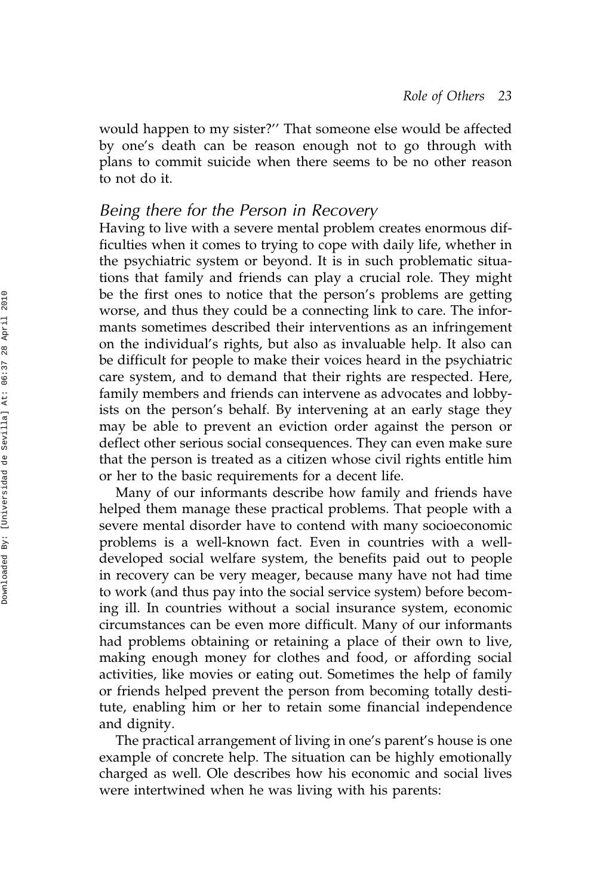would happen to my sister?'' That someone else would be affected by one's death can be reason enough not to go through with plans to commit suicide when there seems to be no other reason to not do it.

## *Being there for the Person in Recovery*

Having to live with a severe mental problem creates enormous difficulties when it comes to trying to cope with daily life, whether in the psychiatric system or beyond. It is in such problematic situations that family and friends can play a crucial role. They might be the first ones to notice that the person's problems are getting worse, and thus they could be a connecting link to care. The informants sometimes described their interventions as an infringement on the individual's rights, but also as invaluable help. It also can be difficult for people to make their voices heard in the psychiatric care system, and to demand that their rights are respected. Here, family members and friends can intervene as advocates and lobbyists on the person's behalf. By intervening at an early stage they may be able to prevent an eviction order against the person or deflect other serious social consequences. They can even make sure that the person is treated as a citizen whose civil rights entitle him or her to the basic requirements for a decent life.

Many of our informants describe how family and friends have helped them manage these practical problems. That people with a severe mental disorder have to contend with many socioeconomic problems is a well-known fact. Even in countries with a well-developed social welfare system, the benefits paid out to people in recovery can be very meager, because many have not had time to work (and thus pay into the social service system) before becoming ill. In countries without a social insurance system, economic circumstances can be even more difficult. Many of our informants had problems obtaining or retaining a place of their own to live, making enough money for clothes and food, or affording social activities, like movies or eating out. Sometimes the help of family or friends helped prevent the person from becoming totally destitute, enabling him or her to retain some financial independence and dignity.

The practical arrangement of living in one's parent's house is one example of concrete help. The situation can be highly emotionally charged as well. Ole describes how his economic and social lives were intertwined when he was living with his parents: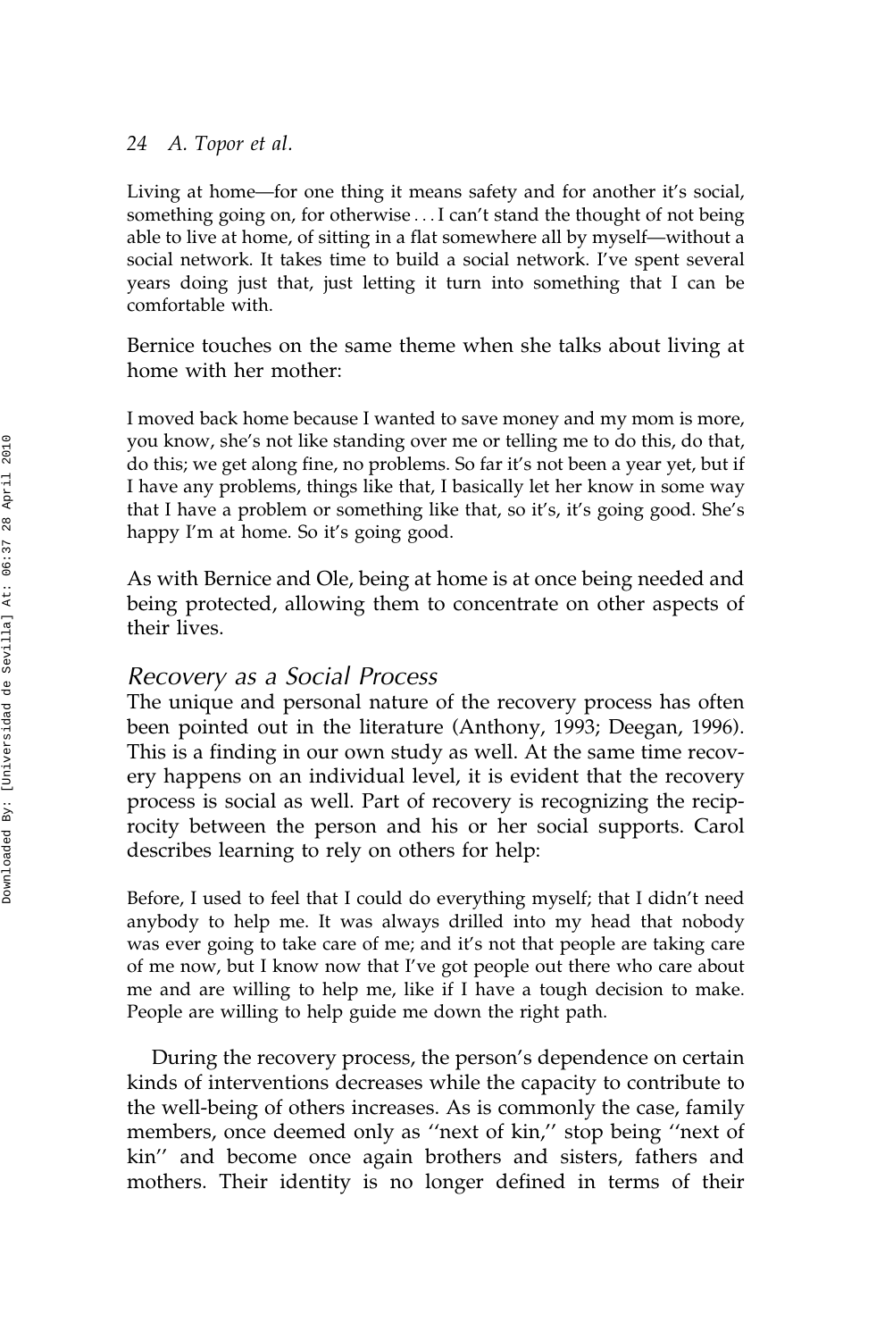Living at home—for one thing it means safety and for another it's social, something going on, for otherwise . . . I can't stand the thought of not being able to live at home, of sitting in a flat somewhere all by myself—without a social network. It takes time to build a social network. I've spent several years doing just that, just letting it turn into something that I can be comfortable with.

Bernice touches on the same theme when she talks about living at home with her mother:

I moved back home because I wanted to save money and my mom is more, you know, she's not like standing over me or telling me to do this, do that, do this; we get along fine, no problems. So far it's not been a year yet, but if I have any problems, things like that, I basically let her know in some way that I have a problem or something like that, so it's, it's going good. She's happy I'm at home. So it's going good.

As with Bernice and Ole, being at home is at once being needed and being protected, allowing them to concentrate on other aspects of their lives.

### *Recovery as a Social Process*

The unique and personal nature of the recovery process has often been pointed out in the literature (Anthony, 1993; Deegan, 1996). This is a finding in our own study as well. At the same time recovery happens on an individual level, it is evident that the recovery process is social as well. Part of recovery is recognizing the reciprocity between the person and his or her social supports. Carol describes learning to rely on others for help:

Before, I used to feel that I could do everything myself; that I didn't need anybody to help me. It was always drilled into my head that nobody was ever going to take care of me; and it's not that people are taking care of me now, but I know now that I've got people out there who care about me and are willing to help me, like if I have a tough decision to make. People are willing to help guide me down the right path.

During the recovery process, the person's dependence on certain kinds of interventions decreases while the capacity to contribute to the well-being of others increases. As is commonly the case, family members, once deemed only as ''next of kin,'' stop being ''next of kin'' and become once again brothers and sisters, fathers and mothers. Their identity is no longer defined in terms of their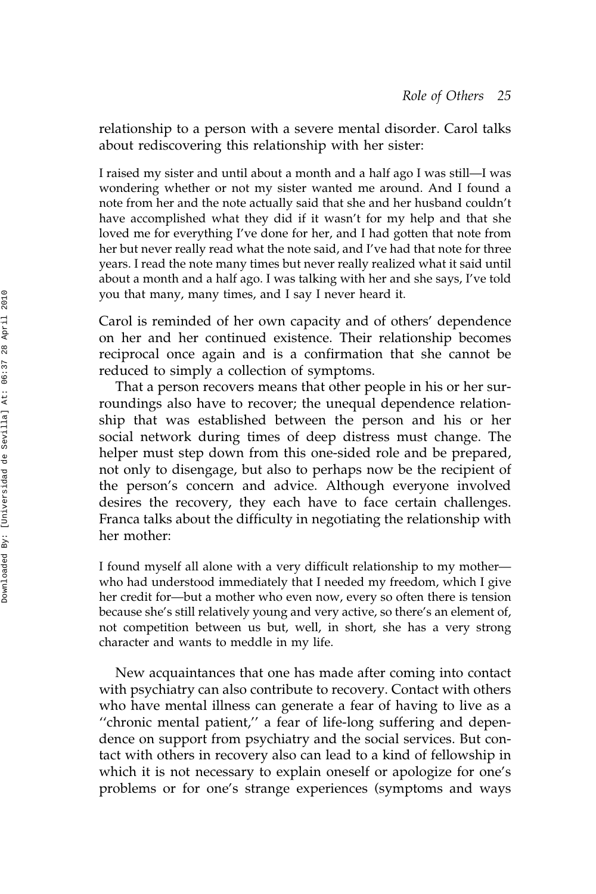relationship to a person with a severe mental disorder. Carol talks about rediscovering this relationship with her sister:

> I raised my sister and until about a month and a half ago I was still—I was wondering whether or not my sister wanted me around. And I found a note from her and the note actually said that she and her husband couldn't have accomplished what they did if it wasn't for my help and that she loved me for everything I've done for her, and I had gotten that note from her but never really read what the note said, and I've had that note for three years. I read the note many times but never really realized what it said until about a month and a half ago. I was talking with her and she says, I've told you that many, many times, and I say I never heard it.

Carol is reminded of her own capacity and of others' dependence on her and her continued existence. Their relationship becomes reciprocal once again and is a confirmation that she cannot be reduced to simply a collection of symptoms.

That a person recovers means that other people in his or her surroundings also have to recover; the unequal dependence relationship that was established between the person and his or her social network during times of deep distress must change. The helper must step down from this one-sided role and be prepared, not only to disengage, but also to perhaps now be the recipient of the person's concern and advice. Although everyone involved desires the recovery, they each have to face certain challenges. Franca talks about the difficulty in negotiating the relationship with her mother:

> I found myself all alone with a very difficult relationship to my mother—who had understood immediately that I needed my freedom, which I give her credit for—but a mother who even now, every so often there is tension because she's still relatively young and very active, so there's an element of, not competition between us but, well, in short, she has a very strong character and wants to meddle in my life.

New acquaintances that one has made after coming into contact with psychiatry can also contribute to recovery. Contact with others who have mental illness can generate a fear of having to live as a "chronic mental patient," a fear of life-long suffering and dependence on support from psychiatry and the social services. But contact with others in recovery also can lead to a kind of fellowship in which it is not necessary to explain oneself or apologize for one's problems or for one's strange experiences (symptoms and ways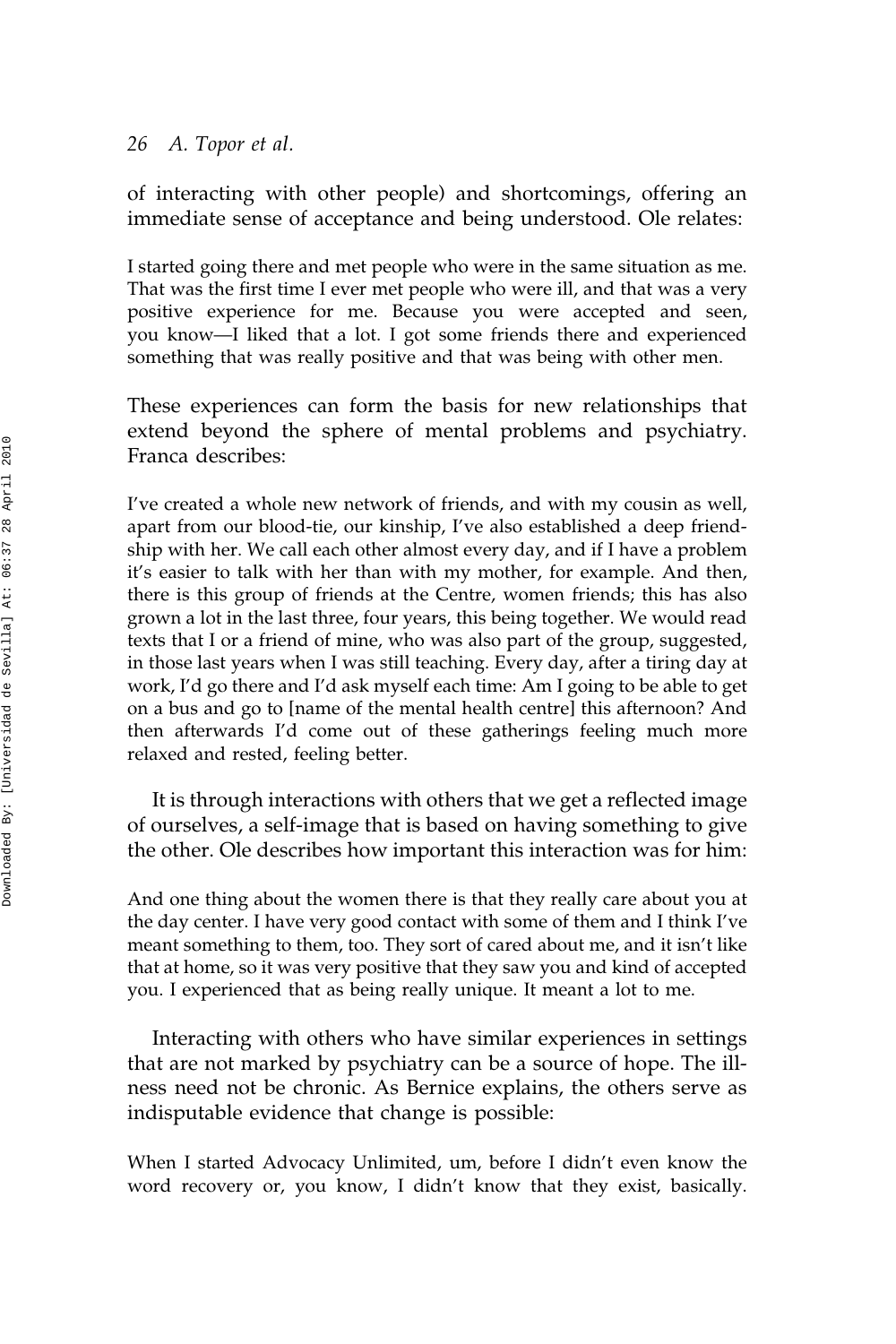of interacting with other people) and shortcomings, offering an immediate sense of acceptance and being understood. Ole relates:

> I started going there and met people who were in the same situation as me. That was the first time I ever met people who were ill, and that was a very positive experience for me. Because you were accepted and seen, you know—I liked that a lot. I got some friends there and experienced something that was really positive and that was being with other men.

These experiences can form the basis for new relationships that extend beyond the sphere of mental problems and psychiatry. Franca describes:

> I've created a whole new network of friends, and with my cousin as well, apart from our blood-tie, our kinship, I've also established a deep friendship with her. We call each other almost every day, and if I have a problem it's easier to talk with her than with my mother, for example. And then, there is this group of friends at the Centre, women friends; this has also grown a lot in the last three, four years, this being together. We would read texts that I or a friend of mine, who was also part of the group, suggested, in those last years when I was still teaching. Every day, after a tiring day at work, I'd go there and I'd ask myself each time: Am I going to be able to get on a bus and go to [name of the mental health centre] this afternoon? And then afterwards I'd come out of these gatherings feeling much more relaxed and rested, feeling better.

It is through interactions with others that we get a reflected image of ourselves, a self-image that is based on having something to give the other. Ole describes how important this interaction was for him:

> And one thing about the women there is that they really care about you at the day center. I have very good contact with some of them and I think I've meant something to them, too. They sort of cared about me, and it isn't like that at home, so it was very positive that they saw you and kind of accepted you. I experienced that as being really unique. It meant a lot to me.

Interacting with others who have similar experiences in settings that are not marked by psychiatry can be a source of hope. The illness need not be chronic. As Bernice explains, the others serve as indisputable evidence that change is possible:

> When I started Advocacy Unlimited, um, before I didn't even know the word recovery or, you know, I didn't know that they exist, basically.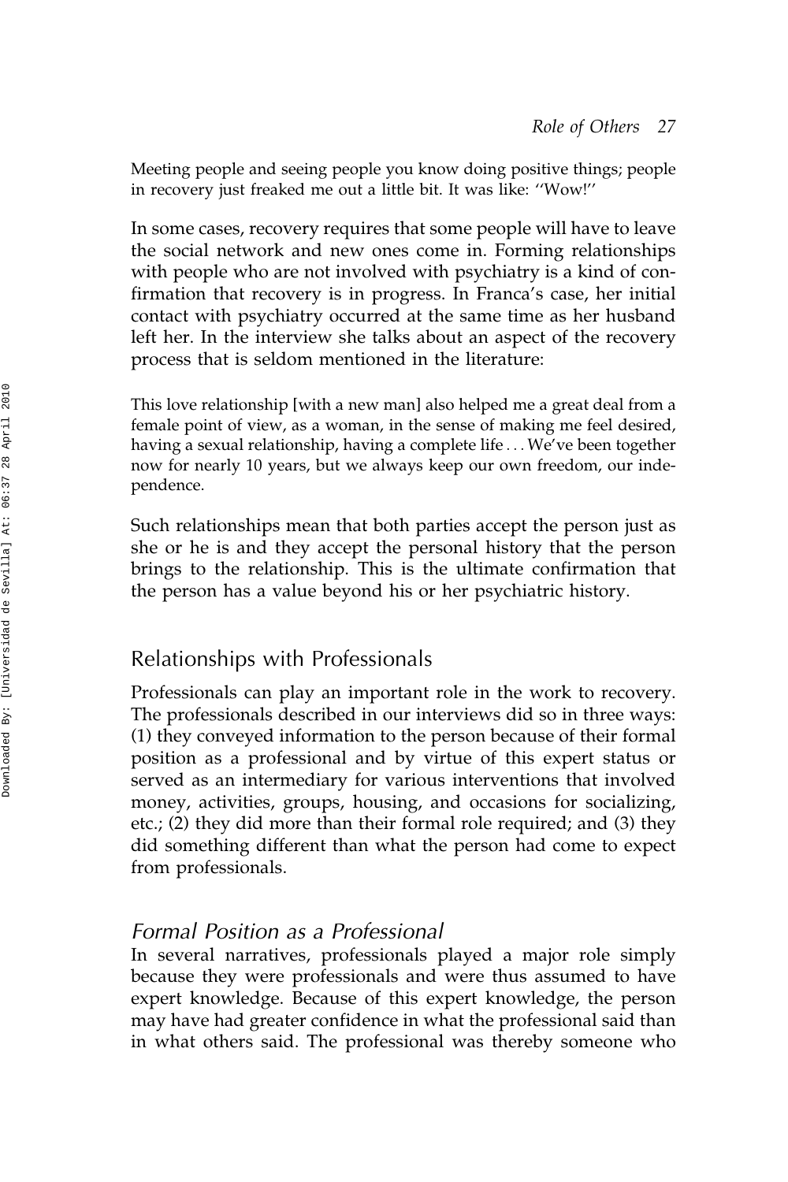Meeting people and seeing people you know doing positive things; people in recovery just freaked me out a little bit. It was like: ''Wow!''

In some cases, recovery requires that some people will have to leave the social network and new ones come in. Forming relationships with people who are not involved with psychiatry is a kind of confirmation that recovery is in progress. In Franca's case, her initial contact with psychiatry occurred at the same time as her husband left her. In the interview she talks about an aspect of the recovery process that is seldom mentioned in the literature:

> This love relationship [with a new man] also helped me a great deal from a female point of view, as a woman, in the sense of making me feel desired, having a sexual relationship, having a complete life . . . We've been together now for nearly 10 years, but we always keep our own freedom, our independence.

Such relationships mean that both parties accept the person just as she or he is and they accept the personal history that the person brings to the relationship. This is the ultimate confirmation that the person has a value beyond his or her psychiatric history.

## Relationships with Professionals

Professionals can play an important role in the work to recovery. The professionals described in our interviews did so in three ways: (1) they conveyed information to the person because of their formal position as a professional and by virtue of this expert status or served as an intermediary for various interventions that involved money, activities, groups, housing, and occasions for socializing, etc.; (2) they did more than their formal role required; and (3) they did something different than what the person had come to expect from professionals.

### *Formal Position as a Professional*

In several narratives, professionals played a major role simply because they were professionals and were thus assumed to have expert knowledge. Because of this expert knowledge, the person may have had greater confidence in what the professional said than in what others said. The professional was thereby someone who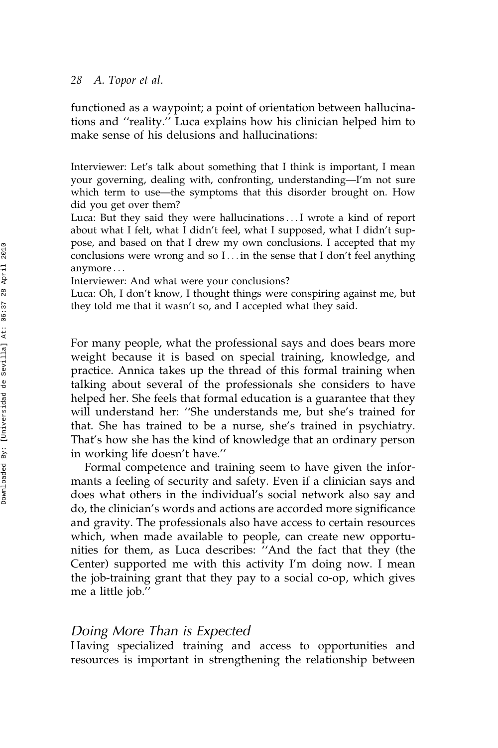functioned as a waypoint; a point of orientation between hallucinations and ''reality.'' Luca explains how his clinician helped him to make sense of his delusions and hallucinations:

Interviewer: Let's talk about something that I think is important, I mean your governing, dealing with, confronting, understanding—I'm not sure which term to use—the symptoms that this disorder brought on. How did you get over them?
Luca: But they said they were hallucinations . . . I wrote a kind of report about what I felt, what I didn't feel, what I supposed, what I didn't suppose, and based on that I drew my own conclusions. I accepted that my conclusions were wrong and so I . . . in the sense that I don't feel anything anymore . . .
Interviewer: And what were your conclusions?
Luca: Oh, I don't know, I thought things were conspiring against me, but they told me that it wasn't so, and I accepted what they said.

For many people, what the professional says and does bears more weight because it is based on special training, knowledge, and practice. Annica takes up the thread of this formal training when talking about several of the professionals she considers to have helped her. She feels that formal education is a guarantee that they will understand her: ''She understands me, but she's trained for that. She has trained to be a nurse, she's trained in psychiatry. That's how she has the kind of knowledge that an ordinary person in working life doesn't have.''

Formal competence and training seem to have given the informants a feeling of security and safety. Even if a clinician says and does what others in the individual's social network also say and do, the clinician's words and actions are accorded more significance and gravity. The professionals also have access to certain resources which, when made available to people, can create new opportunities for them, as Luca describes: ''And the fact that they (the Center) supported me with this activity I'm doing now. I mean the job-training grant that they pay to a social co-op, which gives me a little job.''

### *Doing More Than is Expected*

Having specialized training and access to opportunities and resources is important in strengthening the relationship between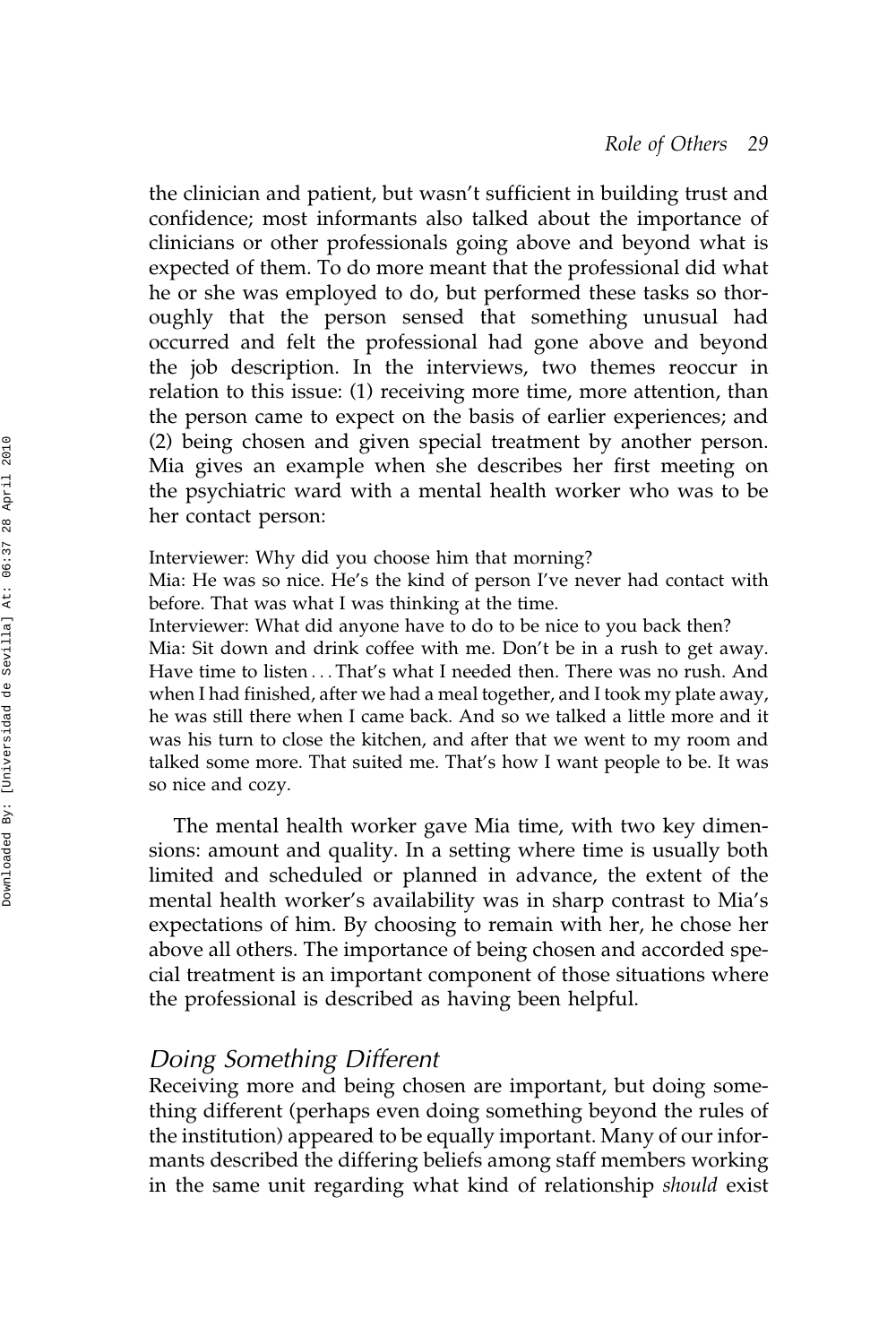the clinician and patient, but wasn't sufficient in building trust and confidence; most informants also talked about the importance of clinicians or other professionals going above and beyond what is expected of them. To do more meant that the professional did what he or she was employed to do, but performed these tasks so thoroughly that the person sensed that something unusual had occurred and felt the professional had gone above and beyond the job description. In the interviews, two themes reoccur in relation to this issue: (1) receiving more time, more attention, than the person came to expect on the basis of earlier experiences; and (2) being chosen and given special treatment by another person. Mia gives an example when she describes her first meeting on the psychiatric ward with a mental health worker who was to be her contact person:

Interviewer: Why did you choose him that morning?
Mia: He was so nice. He's the kind of person I've never had contact with before. That was what I was thinking at the time.
Interviewer: What did anyone have to do to be nice to you back then?
Mia: Sit down and drink coffee with me. Don't be in a rush to get away. Have time to listen . . . That's what I needed then. There was no rush. And when I had finished, after we had a meal together, and I took my plate away, he was still there when I came back. And so we talked a little more and it was his turn to close the kitchen, and after that we went to my room and talked some more. That suited me. That's how I want people to be. It was so nice and cozy.

The mental health worker gave Mia time, with two key dimensions: amount and quality. In a setting where time is usually both limited and scheduled or planned in advance, the extent of the mental health worker's availability was in sharp contrast to Mia's expectations of him. By choosing to remain with her, he chose her above all others. The importance of being chosen and accorded special treatment is an important component of those situations where the professional is described as having been helpful.

## *Doing Something Different*

Receiving more and being chosen are important, but doing something different (perhaps even doing something beyond the rules of the institution) appeared to be equally important. Many of our informants described the differing beliefs among staff members working in the same unit regarding what kind of relationship *should* exist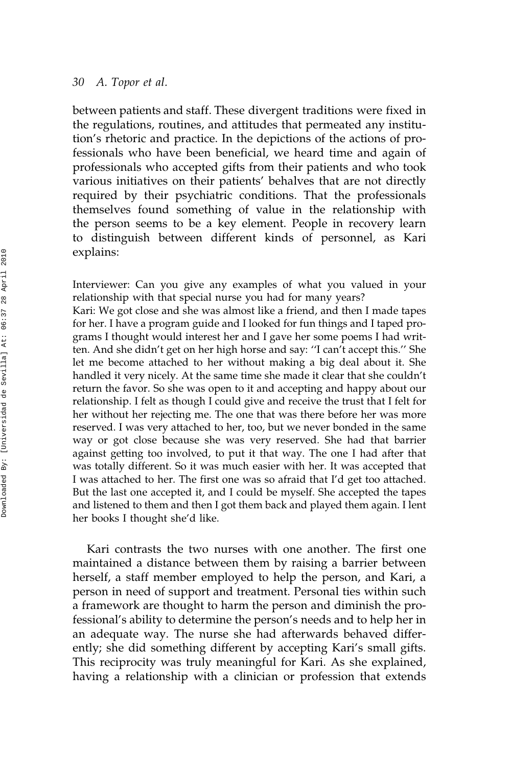between patients and staff. These divergent traditions were fixed in the regulations, routines, and attitudes that permeated any institution's rhetoric and practice. In the depictions of the actions of professionals who have been beneficial, we heard time and again of professionals who accepted gifts from their patients and who took various initiatives on their patients' behalves that are not directly required by their psychiatric conditions. That the professionals themselves found something of value in the relationship with the person seems to be a key element. People in recovery learn to distinguish between different kinds of personnel, as Kari explains:

> Interviewer: Can you give any examples of what you valued in your relationship with that special nurse you had for many years?
>
> Kari: We got close and she was almost like a friend, and then I made tapes for her. I have a program guide and I looked for fun things and I taped programs I thought would interest her and I gave her some poems I had written. And she didn't get on her high horse and say: ''I can't accept this.'' She let me become attached to her without making a big deal about it. She handled it very nicely. At the same time she made it clear that she couldn't return the favor. So she was open to it and accepting and happy about our relationship. I felt as though I could give and receive the trust that I felt for her without her rejecting me. The one that was there before her was more reserved. I was very attached to her, too, but we never bonded in the same way or got close because she was very reserved. She had that barrier against getting too involved, to put it that way. The one I had after that was totally different. So it was much easier with her. It was accepted that I was attached to her. The first one was so afraid that I'd get too attached. But the last one accepted it, and I could be myself. She accepted the tapes and listened to them and then I got them back and played them again. I lent her books I thought she'd like.

Kari contrasts the two nurses with one another. The first one maintained a distance between them by raising a barrier between herself, a staff member employed to help the person, and Kari, a person in need of support and treatment. Personal ties within such a framework are thought to harm the person and diminish the professional's ability to determine the person's needs and to help her in an adequate way. The nurse she had afterwards behaved differently; she did something different by accepting Kari's small gifts. This reciprocity was truly meaningful for Kari. As she explained, having a relationship with a clinician or profession that extends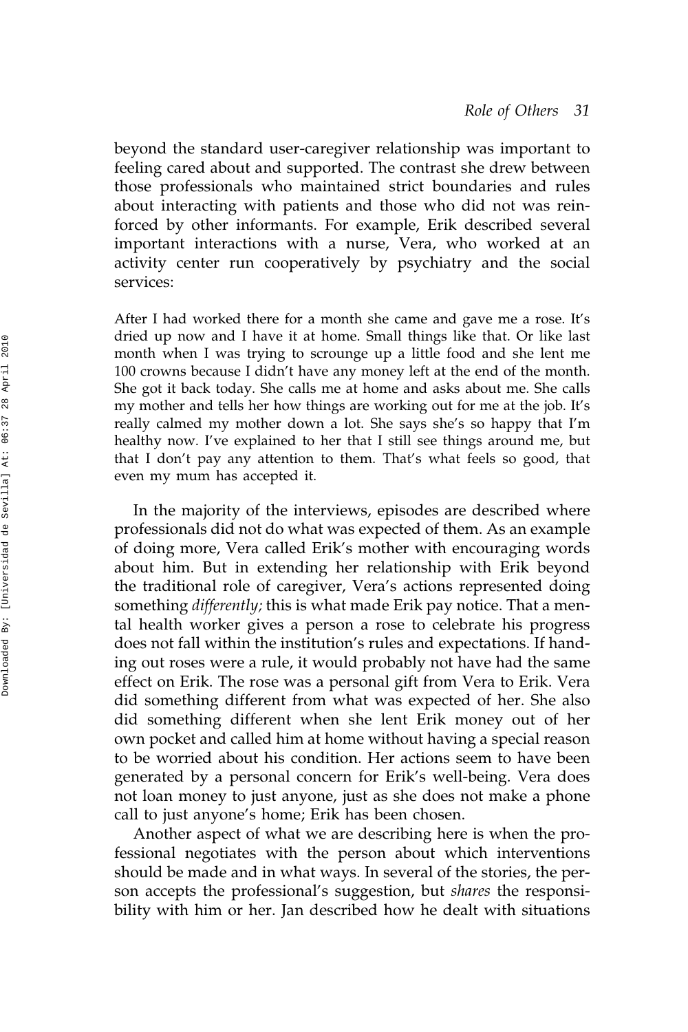beyond the standard user-caregiver relationship was important to feeling cared about and supported. The contrast she drew between those professionals who maintained strict boundaries and rules about interacting with patients and those who did not was reinforced by other informants. For example, Erik described several important interactions with a nurse, Vera, who worked at an activity center run cooperatively by psychiatry and the social services:

> After I had worked there for a month she came and gave me a rose. It's dried up now and I have it at home. Small things like that. Or like last month when I was trying to scrounge up a little food and she lent me 100 crowns because I didn't have any money left at the end of the month. She got it back today. She calls me at home and asks about me. She calls my mother and tells her how things are working out for me at the job. It's really calmed my mother down a lot. She says she's so happy that I'm healthy now. I've explained to her that I still see things around me, but that I don't pay any attention to them. That's what feels so good, that even my mum has accepted it.

In the majority of the interviews, episodes are described where professionals did not do what was expected of them. As an example of doing more, Vera called Erik's mother with encouraging words about him. But in extending her relationship with Erik beyond the traditional role of caregiver, Vera's actions represented doing something *differently;* this is what made Erik pay notice. That a mental health worker gives a person a rose to celebrate his progress does not fall within the institution's rules and expectations. If handing out roses were a rule, it would probably not have had the same effect on Erik. The rose was a personal gift from Vera to Erik. Vera did something different from what was expected of her. She also did something different when she lent Erik money out of her own pocket and called him at home without having a special reason to be worried about his condition. Her actions seem to have been generated by a personal concern for Erik's well-being. Vera does not loan money to just anyone, just as she does not make a phone call to just anyone's home; Erik has been chosen.

Another aspect of what we are describing here is when the professional negotiates with the person about which interventions should be made and in what ways. In several of the stories, the person accepts the professional's suggestion, but *shares* the responsibility with him or her. Jan described how he dealt with situations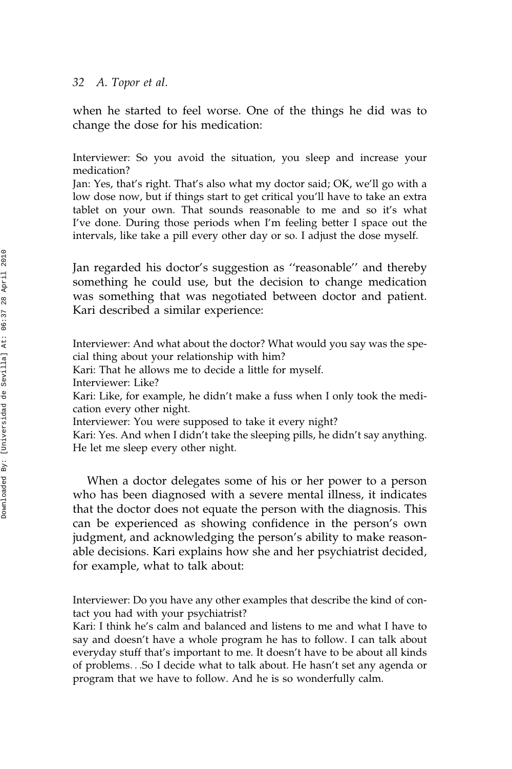when he started to feel worse. One of the things he did was to change the dose for his medication:

Interviewer: So you avoid the situation, you sleep and increase your medication?
Jan: Yes, that's right. That's also what my doctor said; OK, we'll go with a low dose now, but if things start to get critical you'll have to take an extra tablet on your own. That sounds reasonable to me and so it's what I've done. During those periods when I'm feeling better I space out the intervals, like take a pill every other day or so. I adjust the dose myself.

Jan regarded his doctor's suggestion as ''reasonable'' and thereby something he could use, but the decision to change medication was something that was negotiated between doctor and patient. Kari described a similar experience:

Interviewer: And what about the doctor? What would you say was the special thing about your relationship with him?
Kari: That he allows me to decide a little for myself.
Interviewer: Like?
Kari: Like, for example, he didn't make a fuss when I only took the medication every other night.
Interviewer: You were supposed to take it every night?
Kari: Yes. And when I didn't take the sleeping pills, he didn't say anything. He let me sleep every other night.

When a doctor delegates some of his or her power to a person who has been diagnosed with a severe mental illness, it indicates that the doctor does not equate the person with the diagnosis. This can be experienced as showing confidence in the person's own judgment, and acknowledging the person's ability to make reasonable decisions. Kari explains how she and her psychiatrist decided, for example, what to talk about:

Interviewer: Do you have any other examples that describe the kind of contact you had with your psychiatrist?
Kari: I think he's calm and balanced and listens to me and what I have to say and doesn't have a whole program he has to follow. I can talk about everyday stuff that's important to me. It doesn't have to be about all kinds of problems. . .So I decide what to talk about. He hasn't set any agenda or program that we have to follow. And he is so wonderfully calm.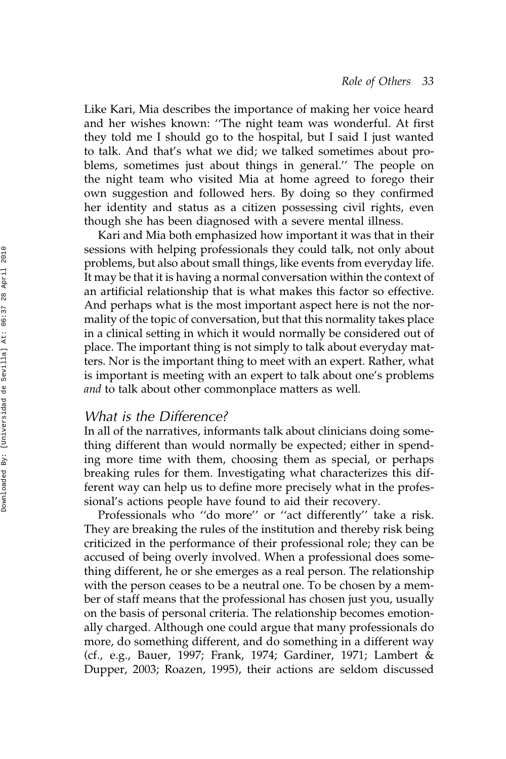Like Kari, Mia describes the importance of making her voice heard and her wishes known: ''The night team was wonderful. At first they told me I should go to the hospital, but I said I just wanted to talk. And that's what we did; we talked sometimes about problems, sometimes just about things in general.'' The people on the night team who visited Mia at home agreed to forego their own suggestion and followed hers. By doing so they confirmed her identity and status as a citizen possessing civil rights, even though she has been diagnosed with a severe mental illness.

Kari and Mia both emphasized how important it was that in their sessions with helping professionals they could talk, not only about problems, but also about small things, like events from everyday life. It may be that it is having a normal conversation within the context of an artificial relationship that is what makes this factor so effective. And perhaps what is the most important aspect here is not the normality of the topic of conversation, but that this normality takes place in a clinical setting in which it would normally be considered out of place. The important thing is not simply to talk about everyday matters. Nor is the important thing to meet with an expert. Rather, what is important is meeting with an expert to talk about one's problems *and* to talk about other commonplace matters as well.

### *What is the Difference?*

In all of the narratives, informants talk about clinicians doing something different than would normally be expected; either in spending more time with them, choosing them as special, or perhaps breaking rules for them. Investigating what characterizes this different way can help us to define more precisely what in the professional's actions people have found to aid their recovery.

Professionals who ''do more'' or ''act differently'' take a risk. They are breaking the rules of the institution and thereby risk being criticized in the performance of their professional role; they can be accused of being overly involved. When a professional does something different, he or she emerges as a real person. The relationship with the person ceases to be a neutral one. To be chosen by a member of staff means that the professional has chosen just you, usually on the basis of personal criteria. The relationship becomes emotionally charged. Although one could argue that many professionals do more, do something different, and do something in a different way (cf., e.g., Bauer, 1997; Frank, 1974; Gardiner, 1971; Lambert & Dupper, 2003; Roazen, 1995), their actions are seldom discussed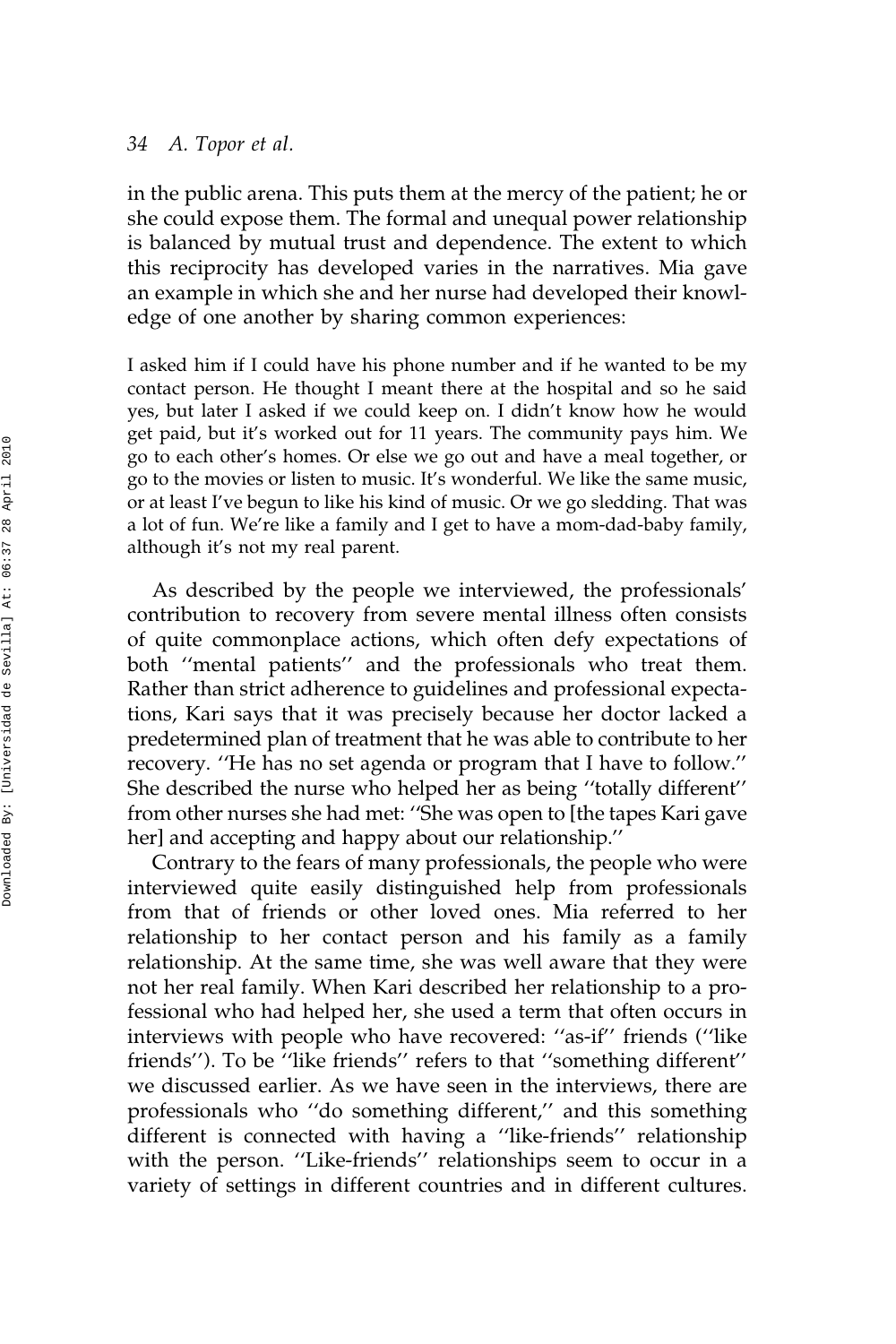in the public arena. This puts them at the mercy of the patient; he or she could expose them. The formal and unequal power relationship is balanced by mutual trust and dependence. The extent to which this reciprocity has developed varies in the narratives. Mia gave an example in which she and her nurse had developed their knowledge of one another by sharing common experiences:

> I asked him if I could have his phone number and if he wanted to be my contact person. He thought I meant there at the hospital and so he said yes, but later I asked if we could keep on. I didn't know how he would get paid, but it's worked out for 11 years. The community pays him. We go to each other's homes. Or else we go out and have a meal together, or go to the movies or listen to music. It's wonderful. We like the same music, or at least I've begun to like his kind of music. Or we go sledding. That was a lot of fun. We're like a family and I get to have a mom-dad-baby family, although it's not my real parent.

As described by the people we interviewed, the professionals' contribution to recovery from severe mental illness often consists of quite commonplace actions, which often defy expectations of both ''mental patients'' and the professionals who treat them. Rather than strict adherence to guidelines and professional expectations, Kari says that it was precisely because her doctor lacked a predetermined plan of treatment that he was able to contribute to her recovery. ''He has no set agenda or program that I have to follow.'' She described the nurse who helped her as being ''totally different'' from other nurses she had met: ''She was open to [the tapes Kari gave her] and accepting and happy about our relationship.''

Contrary to the fears of many professionals, the people who were interviewed quite easily distinguished help from professionals from that of friends or other loved ones. Mia referred to her relationship to her contact person and his family as a family relationship. At the same time, she was well aware that they were not her real family. When Kari described her relationship to a professional who had helped her, she used a term that often occurs in interviews with people who have recovered: ''as-if'' friends (''like friends''). To be ''like friends'' refers to that ''something different'' we discussed earlier. As we have seen in the interviews, there are professionals who ''do something different,'' and this something different is connected with having a ''like-friends'' relationship with the person. ''Like-friends'' relationships seem to occur in a variety of settings in different countries and in different cultures.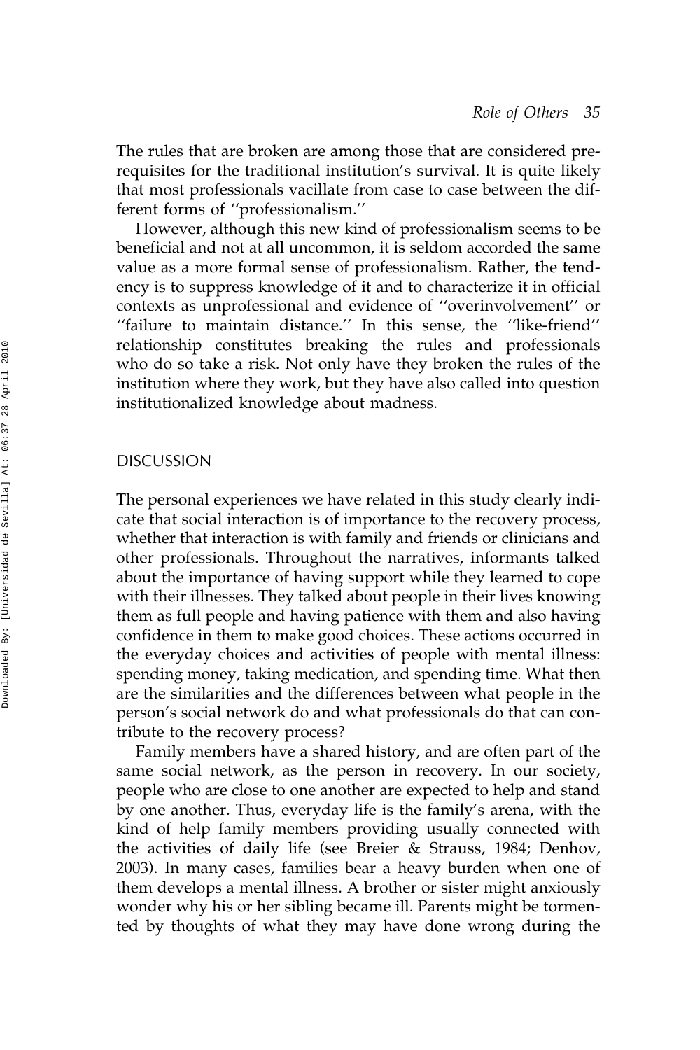The rules that are broken are among those that are considered prerequisites for the traditional institution's survival. It is quite likely that most professionals vacillate from case to case between the different forms of "professionalism."

However, although this new kind of professionalism seems to be beneficial and not at all uncommon, it is seldom accorded the same value as a more formal sense of professionalism. Rather, the tendency is to suppress knowledge of it and to characterize it in official contexts as unprofessional and evidence of "overinvolvement" or "failure to maintain distance." In this sense, the "like-friend" relationship constitutes breaking the rules and professionals who do so take a risk. Not only have they broken the rules of the institution where they work, but they have also called into question institutionalized knowledge about madness.

## DISCUSSION

The personal experiences we have related in this study clearly indicate that social interaction is of importance to the recovery process, whether that interaction is with family and friends or clinicians and other professionals. Throughout the narratives, informants talked about the importance of having support while they learned to cope with their illnesses. They talked about people in their lives knowing them as full people and having patience with them and also having confidence in them to make good choices. These actions occurred in the everyday choices and activities of people with mental illness: spending money, taking medication, and spending time. What then are the similarities and the differences between what people in the person's social network do and what professionals do that can contribute to the recovery process?

Family members have a shared history, and are often part of the same social network, as the person in recovery. In our society, people who are close to one another are expected to help and stand by one another. Thus, everyday life is the family's arena, with the kind of help family members providing usually connected with the activities of daily life (see Breier & Strauss, 1984; Denhov, 2003). In many cases, families bear a heavy burden when one of them develops a mental illness. A brother or sister might anxiously wonder why his or her sibling became ill. Parents might be tormented by thoughts of what they may have done wrong during the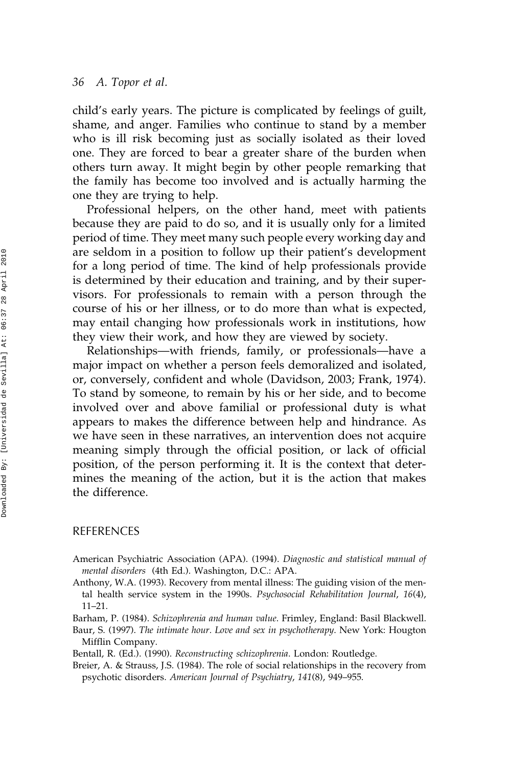child's early years. The picture is complicated by feelings of guilt, shame, and anger. Families who continue to stand by a member who is ill risk becoming just as socially isolated as their loved one. They are forced to bear a greater share of the burden when others turn away. It might begin by other people remarking that the family has become too involved and is actually harming the one they are trying to help.

Professional helpers, on the other hand, meet with patients because they are paid to do so, and it is usually only for a limited period of time. They meet many such people every working day and are seldom in a position to follow up their patient's development for a long period of time. The kind of help professionals provide is determined by their education and training, and by their supervisors. For professionals to remain with a person through the course of his or her illness, or to do more than what is expected, may entail changing how professionals work in institutions, how they view their work, and how they are viewed by society.

Relationships—with friends, family, or professionals—have a major impact on whether a person feels demoralized and isolated, or, conversely, confident and whole (Davidson, 2003; Frank, 1974). To stand by someone, to remain by his or her side, and to become involved over and above familial or professional duty is what appears to makes the difference between help and hindrance. As we have seen in these narratives, an intervention does not acquire meaning simply through the official position, or lack of official position, of the person performing it. It is the context that determines the meaning of the action, but it is the action that makes the difference.

## REFERENCES

American Psychiatric Association (APA). (1994). *Diagnostic and statistical manual of mental disorders* (4th Ed.). Washington, D.C.: APA.

Anthony, W.A. (1993). Recovery from mental illness: The guiding vision of the mental health service system in the 1990s. *Psychosocial Rehabilitation Journal*, *16*(4), 11–21.

Barham, P. (1984). *Schizophrenia and human value*. Frimley, England: Basil Blackwell.

Baur, S. (1997). *The intimate hour. Love and sex in psychotherapy*. New York: Hougton Mifflin Company.

Bentall, R. (Ed.). (1990). *Reconstructing schizophrenia*. London: Routledge.

Breier, A. & Strauss, J.S. (1984). The role of social relationships in the recovery from psychotic disorders. *American Journal of Psychiatry*, *141*(8), 949–955.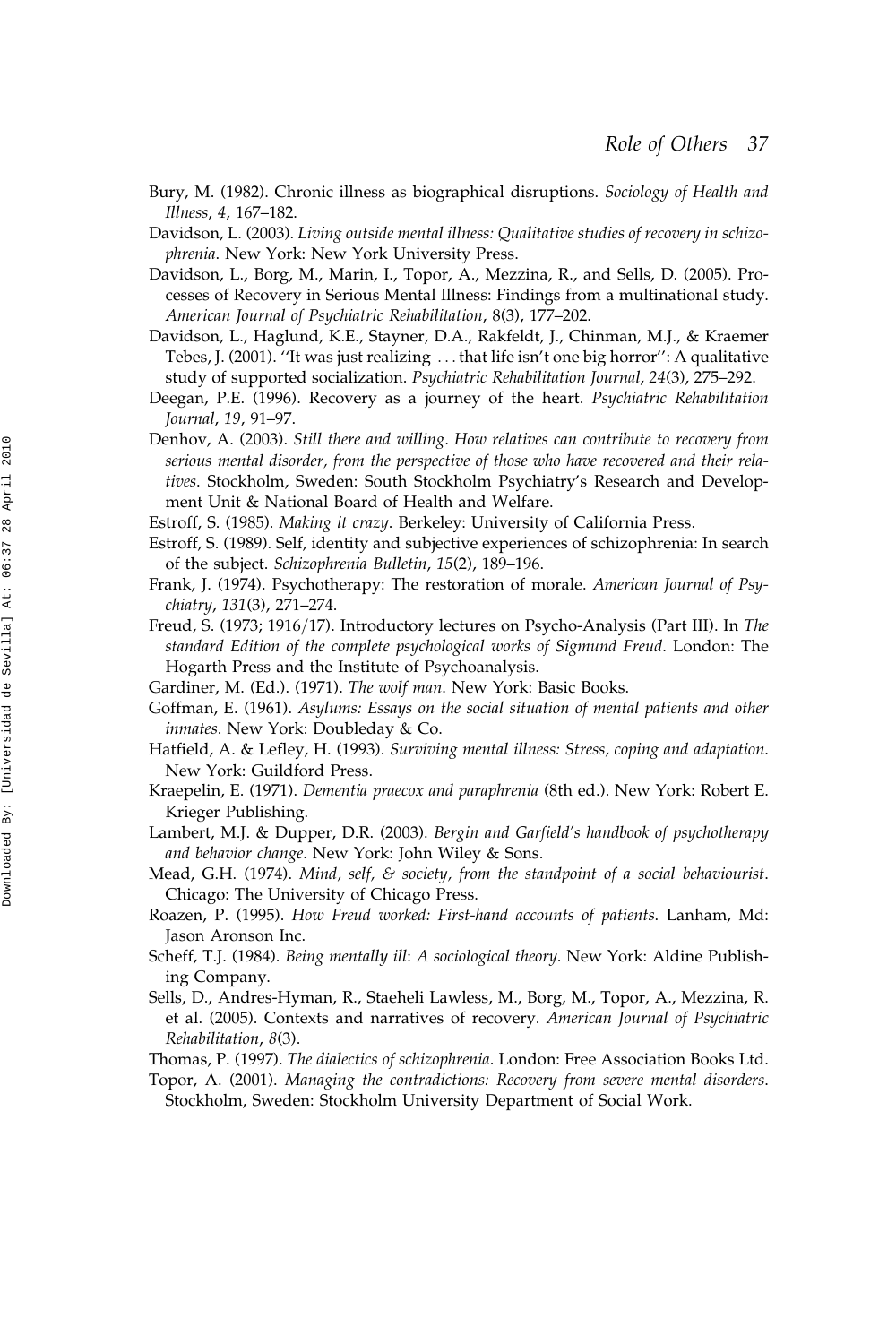Bury, M. (1982). Chronic illness as biographical disruptions. *Sociology of Health and Illness*, *4*, 167–182.

Davidson, L. (2003). *Living outside mental illness: Qualitative studies of recovery in schizophrenia*. New York: New York University Press.

Davidson, L., Borg, M., Marin, I., Topor, A., Mezzina, R., and Sells, D. (2005). Processes of Recovery in Serious Mental Illness: Findings from a multinational study. *American Journal of Psychiatric Rehabilitation*, 8(3), 177–202.

Davidson, L., Haglund, K.E., Stayner, D.A., Rakfeldt, J., Chinman, M.J., & Kraemer Tebes, J. (2001). ''It was just realizing . . . that life isn't one big horror'': A qualitative study of supported socialization. *Psychiatric Rehabilitation Journal*, *24*(3), 275–292.

Deegan, P.E. (1996). Recovery as a journey of the heart. *Psychiatric Rehabilitation Journal*, *19*, 91–97.

Denhov, A. (2003). *Still there and willing. How relatives can contribute to recovery from serious mental disorder, from the perspective of those who have recovered and their relatives*. Stockholm, Sweden: South Stockholm Psychiatry's Research and Development Unit & National Board of Health and Welfare.

Estroff, S. (1985). *Making it crazy*. Berkeley: University of California Press.

Estroff, S. (1989). Self, identity and subjective experiences of schizophrenia: In search of the subject. *Schizophrenia Bulletin*, *15*(2), 189–196.

Frank, J. (1974). Psychotherapy: The restoration of morale. *American Journal of Psychiatry*, *131*(3), 271–274.

Freud, S. (1973; 1916/17). Introductory lectures on Psycho-Analysis (Part III). In *The standard Edition of the complete psychological works of Sigmund Freud*. London: The Hogarth Press and the Institute of Psychoanalysis.

Gardiner, M. (Ed.). (1971). *The wolf man*. New York: Basic Books.

Goffman, E. (1961). *Asylums: Essays on the social situation of mental patients and other inmates*. New York: Doubleday & Co.

Hatfield, A. & Lefley, H. (1993). *Surviving mental illness: Stress, coping and adaptation*. New York: Guildford Press.

Kraepelin, E. (1971). *Dementia praecox and paraphrenia* (8th ed.). New York: Robert E. Krieger Publishing.

Lambert, M.J. & Dupper, D.R. (2003). *Bergin and Garfield's handbook of psychotherapy and behavior change*. New York: John Wiley & Sons.

Mead, G.H. (1974). *Mind, self, & society, from the standpoint of a social behaviourist*. Chicago: The University of Chicago Press.

Roazen, P. (1995). *How Freud worked: First-hand accounts of patients*. Lanham, Md: Jason Aronson Inc.

Scheff, T.J. (1984). *Being mentally ill*: *A sociological theory*. New York: Aldine Publishing Company.

Sells, D., Andres-Hyman, R., Staeheli Lawless, M., Borg, M., Topor, A., Mezzina, R. et al. (2005). Contexts and narratives of recovery. *American Journal of Psychiatric Rehabilitation*, *8*(3).

Thomas, P. (1997). *The dialectics of schizophrenia*. London: Free Association Books Ltd.

Topor, A. (2001). *Managing the contradictions: Recovery from severe mental disorders*. Stockholm, Sweden: Stockholm University Department of Social Work.